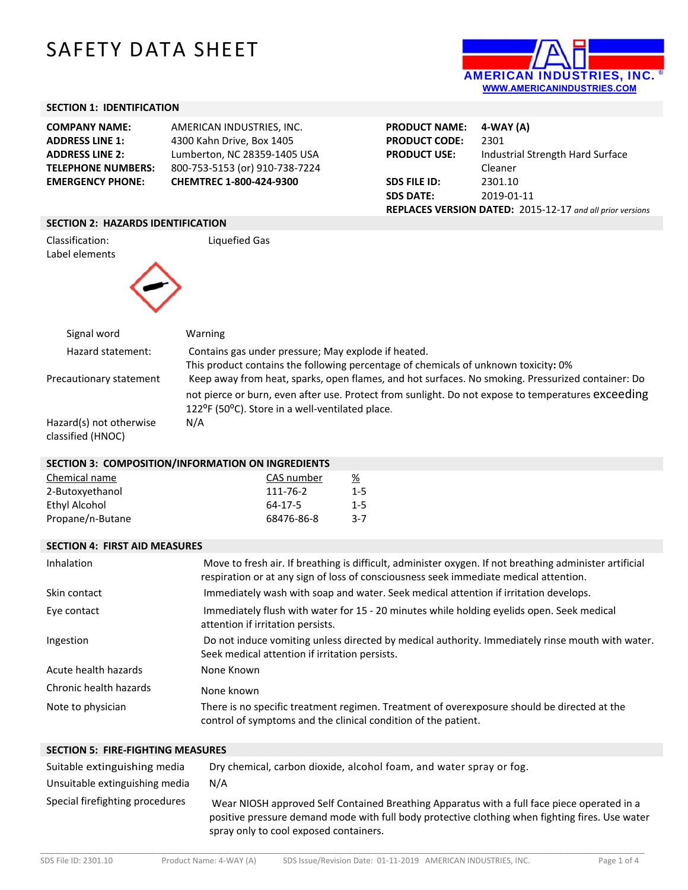# SAFETY DATA SHEET

AMERICAN INDUSTRIES, INC.
WWW.AMERICANINDUSTRIES.COM

## SECTION 1: IDENTIFICATION

| | |
|---|---|
| **COMPANY NAME:** | AMERICAN INDUSTRIES, INC. |
| **ADDRESS LINE 1:** | 4300 Kahn Drive, Box 1405 |
| **ADDRESS LINE 2:** | Lumberton, NC 28359-1405 USA |
| **TELEPHONE NUMBERS:** | 800-753-5153 (or) 910-738-7224 |
| **EMERGENCY PHONE:** | **CHEMTREC 1-800-424-9300** |

| | |
|---|---|
| **PRODUCT NAME:** | **4-WAY (A)** |
| **PRODUCT CODE:** | 2301 |
| **PRODUCT USE:** | Industrial Strength Hard Surface Cleaner |
| **SDS FILE ID:** | 2301.10 |
| **SDS DATE:** | 2019-01-11 |

**REPLACES VERSION DATED:** 2015-12-17 *and all prior versions*

## SECTION 2: HAZARDS IDENTIFICATION

Classification: Liquefied Gas

Label elements

Signal word: Warning

Hazard statement: Contains gas under pressure; May explode if heated.
This product contains the following percentage of chemicals of unknown toxicity**:** 0%

Precautionary statement: Keep away from heat, sparks, open flames, and hot surfaces. No smoking. Pressurized container: Do not pierce or burn, even after use. Protect from sunlight. Do not expose to temperatures exceeding 122°F (50°C). Store in a well-ventilated place.

Hazard(s) not otherwise classified (HNOC): N/A

## SECTION 3: COMPOSITION/INFORMATION ON INGREDIENTS

| Chemical name | CAS number | % |
|---|---|---|
| 2-Butoxyethanol | 111-76-2 | 1-5 |
| Ethyl Alcohol | 64-17-5 | 1-5 |
| Propane/n-Butane | 68476-86-8 | 3-7 |

## SECTION 4: FIRST AID MEASURES

| | |
|---|---|
| Inhalation | Move to fresh air. If breathing is difficult, administer oxygen. If not breathing administer artificial respiration or at any sign of loss of consciousness seek immediate medical attention. |
| Skin contact | Immediately wash with soap and water. Seek medical attention if irritation develops. |
| Eye contact | Immediately flush with water for 15 - 20 minutes while holding eyelids open. Seek medical attention if irritation persists. |
| Ingestion | Do not induce vomiting unless directed by medical authority. Immediately rinse mouth with water. Seek medical attention if irritation persists. |
| Acute health hazards | None Known |
| Chronic health hazards | None known |
| Note to physician | There is no specific treatment regimen. Treatment of overexposure should be directed at the control of symptoms and the clinical condition of the patient. |

## SECTION 5: FIRE-FIGHTING MEASURES

| | |
|---|---|
| Suitable extinguishing media | Dry chemical, carbon dioxide, alcohol foam, and water spray or fog. |
| Unsuitable extinguishing media | N/A |
| Special firefighting procedures | Wear NIOSH approved Self Contained Breathing Apparatus with a full face piece operated in a positive pressure demand mode with full body protective clothing when fighting fires. Use water spray only to cool exposed containers. |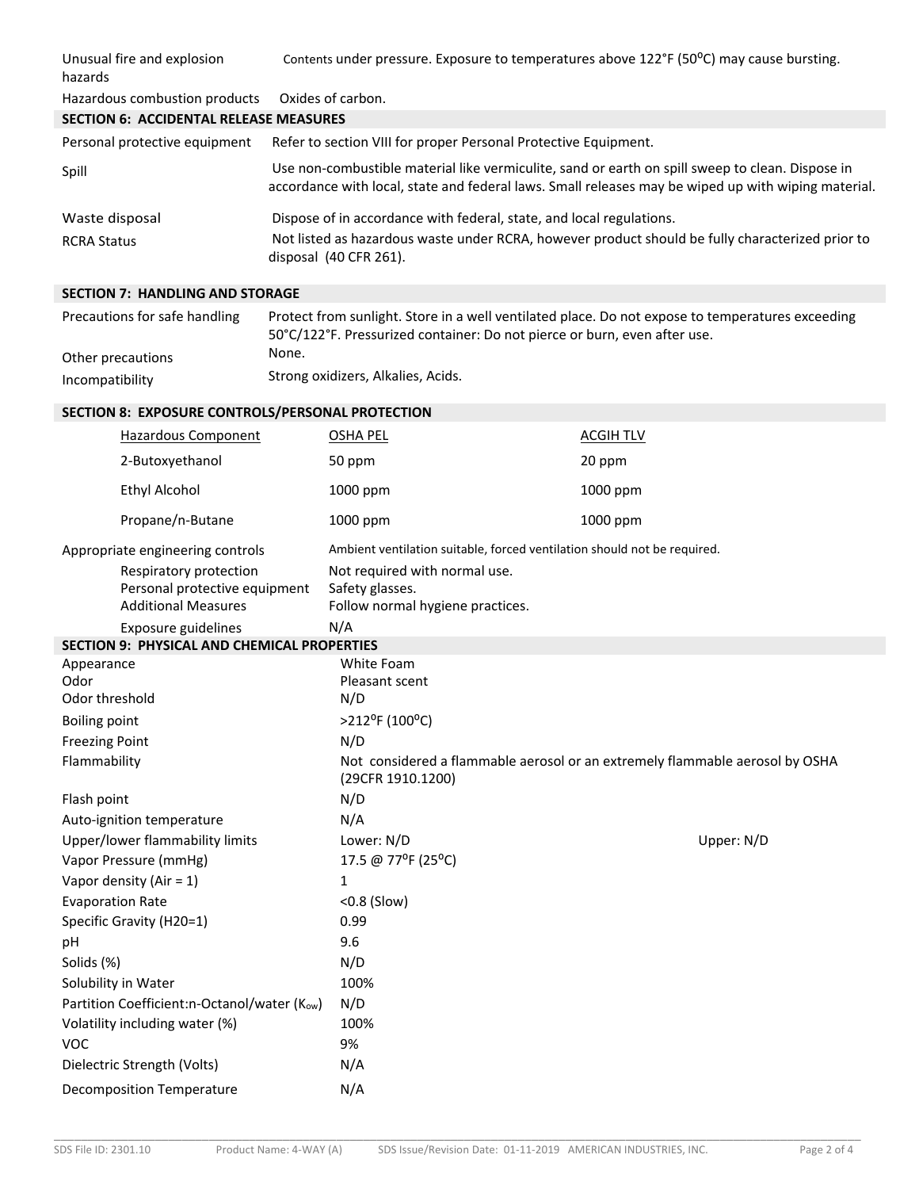| | |
|---|---|
| Unusual fire and explosion hazards | Contents under pressure. Exposure to temperatures above 122°F (50°C) may cause bursting. |
| Hazardous combustion products | Oxides of carbon. |

## SECTION 6: ACCIDENTAL RELEASE MEASURES

| | |
|---|---|
| Personal protective equipment | Refer to section VIII for proper Personal Protective Equipment. |
| Spill | Use non-combustible material like vermiculite, sand or earth on spill sweep to clean. Dispose in accordance with local, state and federal laws. Small releases may be wiped up with wiping material. |
| Waste disposal | Dispose of in accordance with federal, state, and local regulations. |
| RCRA Status | Not listed as hazardous waste under RCRA, however product should be fully characterized prior to disposal (40 CFR 261). |

## SECTION 7: HANDLING AND STORAGE

| | |
|---|---|
| Precautions for safe handling | Protect from sunlight. Store in a well ventilated place. Do not expose to temperatures exceeding 50°C/122°F. Pressurized container: Do not pierce or burn, even after use. |
| Other precautions | None. |
| Incompatibility | Strong oxidizers, Alkalies, Acids. |

## SECTION 8: EXPOSURE CONTROLS/PERSONAL PROTECTION

| Hazardous Component | OSHA PEL | ACGIH TLV |
|---|---|---|
| 2-Butoxyethanol | 50 ppm | 20 ppm |
| Ethyl Alcohol | 1000 ppm | 1000 ppm |
| Propane/n-Butane | 1000 ppm | 1000 ppm |

| | |
|---|---|
| Appropriate engineering controls | Ambient ventilation suitable, forced ventilation should not be required. |
| Respiratory protection | Not required with normal use. |
| Personal protective equipment | Safety glasses. |
| Additional Measures | Follow normal hygiene practices. |
| Exposure guidelines | N/A |

## SECTION 9: PHYSICAL AND CHEMICAL PROPERTIES

| | |
|---|---|
| Appearance | White Foam |
| Odor | Pleasant scent |
| Odor threshold | N/D |
| Boiling point | >212°F (100°C) |
| Freezing Point | N/D |
| Flammability | Not considered a flammable aerosol or an extremely flammable aerosol by OSHA (29CFR 1910.1200) |
| Flash point | N/D |
| Auto-ignition temperature | N/A |
| Upper/lower flammability limits | Lower: N/D Upper: N/D |
| Vapor Pressure (mmHg) | 17.5 @ 77°F (25°C) |
| Vapor density (Air = 1) | 1 |
| Evaporation Rate | <0.8 (Slow) |
| Specific Gravity (H20=1) | 0.99 |
| pH | 9.6 |
| Solids (%) | N/D |
| Solubility in Water | 100% |
| Partition Coefficient:n-Octanol/water ($K_{ow}$) | N/D |
| Volatility including water (%) | 100% |
| VOC | 9% |
| Dielectric Strength (Volts) | N/A |
| Decomposition Temperature | N/A |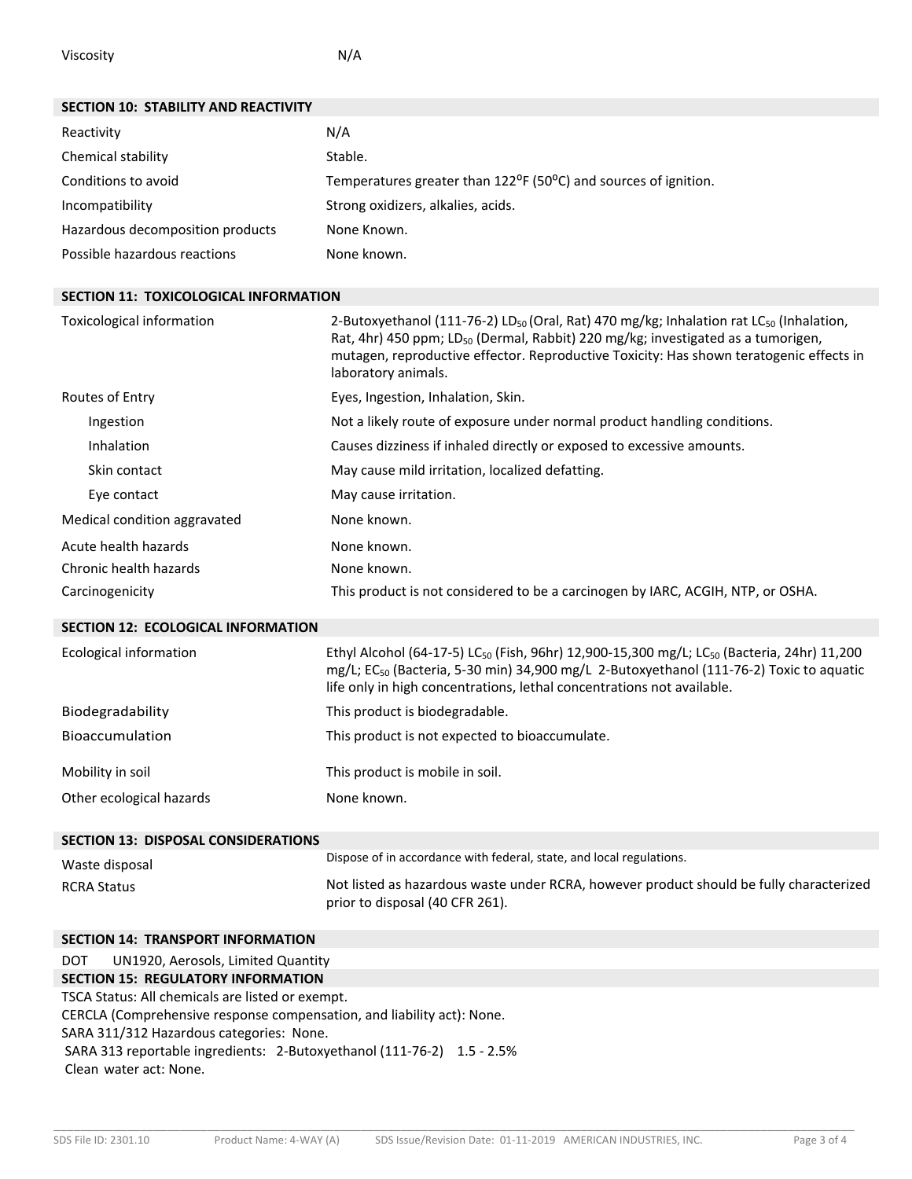| | |
|---|---|
| Viscosity | N/A |

## SECTION 10: STABILITY AND REACTIVITY

| | |
|---|---|
| Reactivity | N/A |
| Chemical stability | Stable. |
| Conditions to avoid | Temperatures greater than 122ºF (50ºC) and sources of ignition. |
| Incompatibility | Strong oxidizers, alkalies, acids. |
| Hazardous decomposition products | None Known. |
| Possible hazardous reactions | None known. |

## SECTION 11: TOXICOLOGICAL INFORMATION

| | |
|---|---|
| Toxicological information | 2-Butoxyethanol (111-76-2) $LD_{50}$ (Oral, Rat) 470 mg/kg; Inhalation rat $LC_{50}$ (Inhalation, Rat, 4hr) 450 ppm; $LD_{50}$ (Dermal, Rabbit) 220 mg/kg; investigated as a tumorigen, mutagen, reproductive effector. Reproductive Toxicity: Has shown teratogenic effects in laboratory animals. |
| Routes of Entry | Eyes, Ingestion, Inhalation, Skin. |
| Ingestion | Not a likely route of exposure under normal product handling conditions. |
| Inhalation | Causes dizziness if inhaled directly or exposed to excessive amounts. |
| Skin contact | May cause mild irritation, localized defatting. |
| Eye contact | May cause irritation. |
| Medical condition aggravated | None known. |
| Acute health hazards | None known. |
| Chronic health hazards | None known. |
| Carcinogenicity | This product is not considered to be a carcinogen by IARC, ACGIH, NTP, or OSHA. |

## SECTION 12: ECOLOGICAL INFORMATION

| | |
|---|---|
| Ecological information | Ethyl Alcohol (64-17-5) $LC_{50}$ (Fish, 96hr) 12,900-15,300 mg/L; $LC_{50}$ (Bacteria, 24hr) 11,200 mg/L; $EC_{50}$ (Bacteria, 5-30 min) 34,900 mg/L 2-Butoxyethanol (111-76-2) Toxic to aquatic life only in high concentrations, lethal concentrations not available. |
| Biodegradability | This product is biodegradable. |
| Bioaccumulation | This product is not expected to bioaccumulate. |
| Mobility in soil | This product is mobile in soil. |
| Other ecological hazards | None known. |

## SECTION 13: DISPOSAL CONSIDERATIONS

| | |
|---|---|
| Waste disposal | Dispose of in accordance with federal, state, and local regulations. |
| RCRA Status | Not listed as hazardous waste under RCRA, however product should be fully characterized prior to disposal (40 CFR 261). |

## SECTION 14: TRANSPORT INFORMATION

DOT UN1920, Aerosols, Limited Quantity

## SECTION 15: REGULATORY INFORMATION

TSCA Status: All chemicals are listed or exempt.

CERCLA (Comprehensive response compensation, and liability act): None.

SARA 311/312 Hazardous categories: None.

SARA 313 reportable ingredients: 2-Butoxyethanol (111-76-2) 1.5 - 2.5%

Clean water act: None.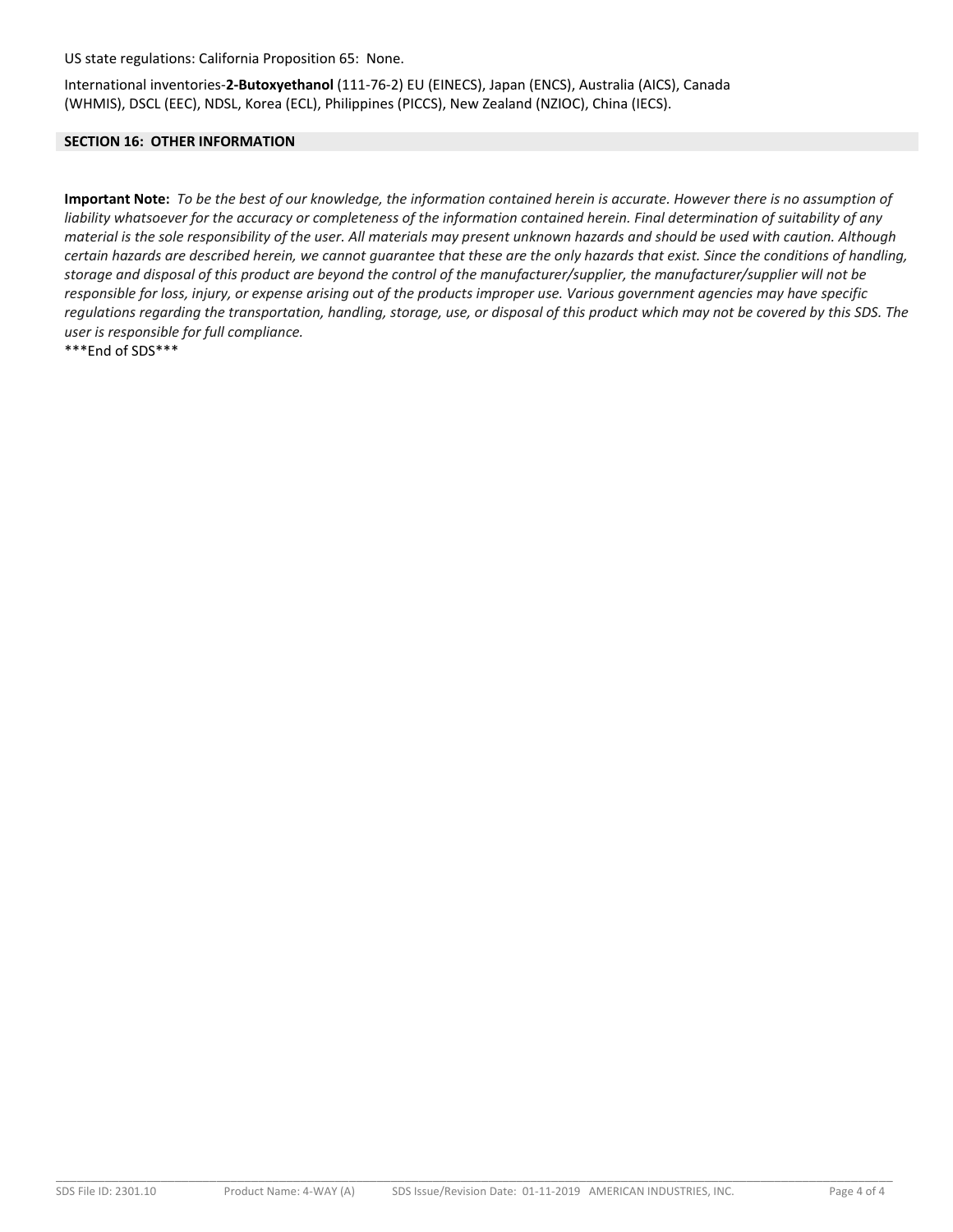US state regulations: California Proposition 65: None.

International inventories-**2-Butoxyethanol** (111-76-2) EU (EINECS), Japan (ENCS), Australia (AICS), Canada (WHMIS), DSCL (EEC), NDSL, Korea (ECL), Philippines (PICCS), New Zealand (NZIOC), China (IECS).

## SECTION 16: OTHER INFORMATION

**Important Note:** *To be the best of our knowledge, the information contained herein is accurate. However there is no assumption of liability whatsoever for the accuracy or completeness of the information contained herein. Final determination of suitability of any material is the sole responsibility of the user. All materials may present unknown hazards and should be used with caution. Although certain hazards are described herein, we cannot guarantee that these are the only hazards that exist. Since the conditions of handling, storage and disposal of this product are beyond the control of the manufacturer/supplier, the manufacturer/supplier will not be responsible for loss, injury, or expense arising out of the products improper use. Various government agencies may have specific regulations regarding the transportation, handling, storage, use, or disposal of this product which may not be covered by this SDS. The user is responsible for full compliance.*

***End of SDS***